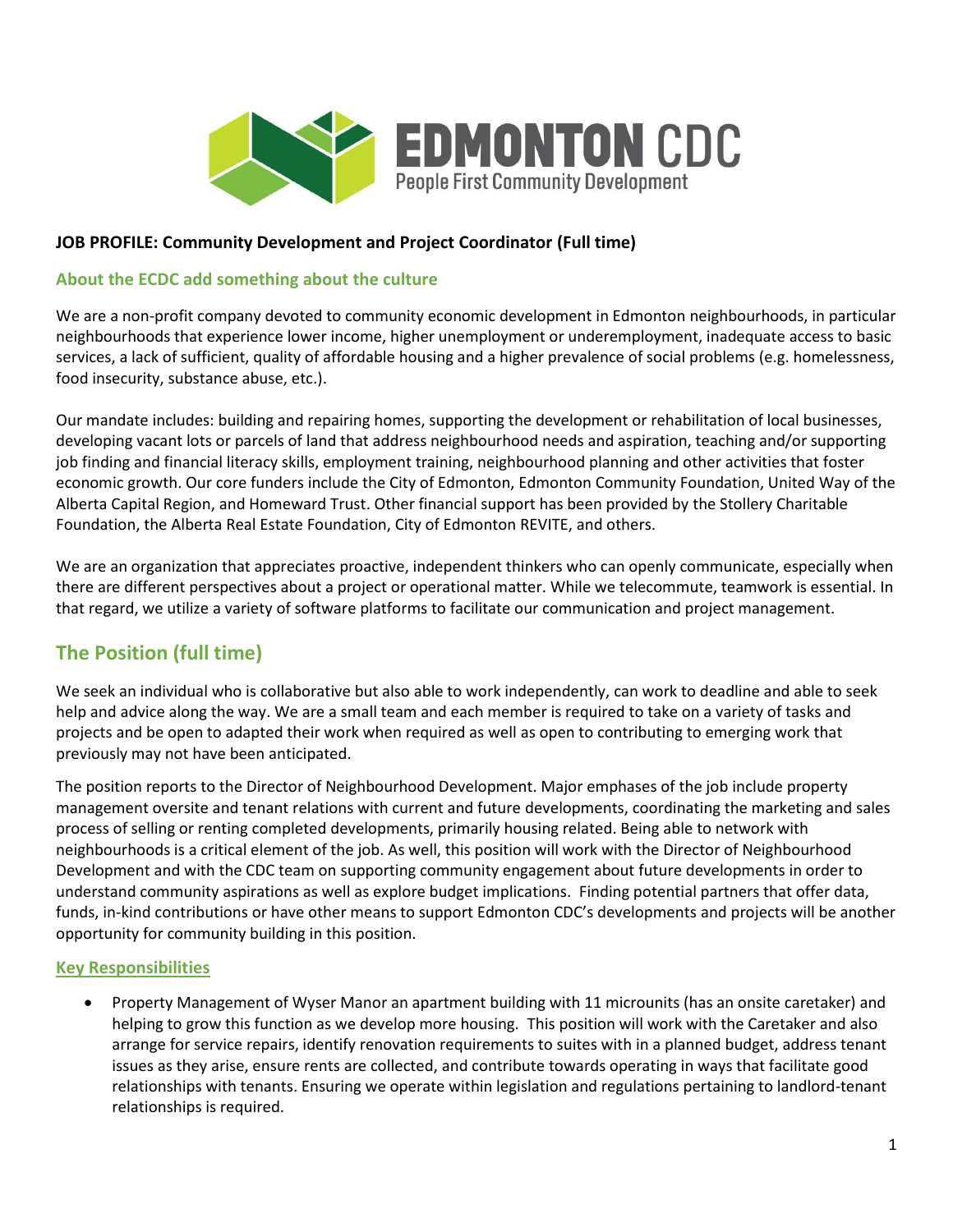EDMONTON CDC
People First Community Development

**JOB PROFILE: Community Development and Project Coordinator (Full time)**

### About the ECDC add something about the culture

We are a non-profit company devoted to community economic development in Edmonton neighbourhoods, in particular neighbourhoods that experience lower income, higher unemployment or underemployment, inadequate access to basic services, a lack of sufficient, quality of affordable housing and a higher prevalence of social problems (e.g. homelessness, food insecurity, substance abuse, etc.).

Our mandate includes: building and repairing homes, supporting the development or rehabilitation of local businesses, developing vacant lots or parcels of land that address neighbourhood needs and aspiration, teaching and/or supporting job finding and financial literacy skills, employment training, neighbourhood planning and other activities that foster economic growth. Our core funders include the City of Edmonton, Edmonton Community Foundation, United Way of the Alberta Capital Region, and Homeward Trust. Other financial support has been provided by the Stollery Charitable Foundation, the Alberta Real Estate Foundation, City of Edmonton REVITE, and others.

We are an organization that appreciates proactive, independent thinkers who can openly communicate, especially when there are different perspectives about a project or operational matter. While we telecommute, teamwork is essential. In that regard, we utilize a variety of software platforms to facilitate our communication and project management.

## The Position (full time)

We seek an individual who is collaborative but also able to work independently, can work to deadline and able to seek help and advice along the way. We are a small team and each member is required to take on a variety of tasks and projects and be open to adapted their work when required as well as open to contributing to emerging work that previously may not have been anticipated.

The position reports to the Director of Neighbourhood Development. Major emphases of the job include property management oversite and tenant relations with current and future developments, coordinating the marketing and sales process of selling or renting completed developments, primarily housing related. Being able to network with neighbourhoods is a critical element of the job. As well, this position will work with the Director of Neighbourhood Development and with the CDC team on supporting community engagement about future developments in order to understand community aspirations as well as explore budget implications. Finding potential partners that offer data, funds, in-kind contributions or have other means to support Edmonton CDC's developments and projects will be another opportunity for community building in this position.

### Key Responsibilities

- Property Management of Wyser Manor an apartment building with 11 microunits (has an onsite caretaker) and helping to grow this function as we develop more housing. This position will work with the Caretaker and also arrange for service repairs, identify renovation requirements to suites with in a planned budget, address tenant issues as they arise, ensure rents are collected, and contribute towards operating in ways that facilitate good relationships with tenants. Ensuring we operate within legislation and regulations pertaining to landlord-tenant relationships is required.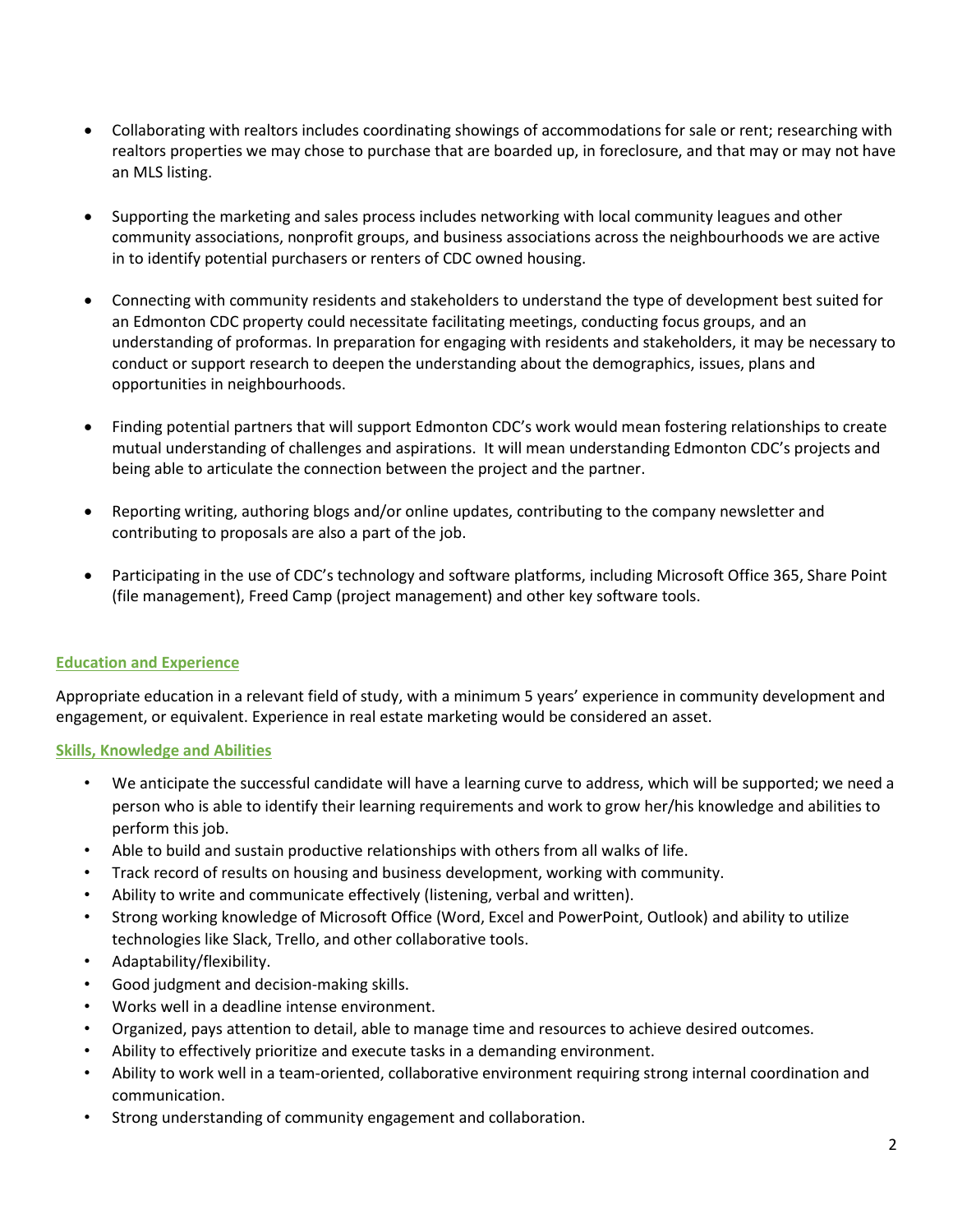- Collaborating with realtors includes coordinating showings of accommodations for sale or rent; researching with realtors properties we may chose to purchase that are boarded up, in foreclosure, and that may or may not have an MLS listing.

- Supporting the marketing and sales process includes networking with local community leagues and other community associations, nonprofit groups, and business associations across the neighbourhoods we are active in to identify potential purchasers or renters of CDC owned housing.

- Connecting with community residents and stakeholders to understand the type of development best suited for an Edmonton CDC property could necessitate facilitating meetings, conducting focus groups, and an understanding of proformas. In preparation for engaging with residents and stakeholders, it may be necessary to conduct or support research to deepen the understanding about the demographics, issues, plans and opportunities in neighbourhoods.

- Finding potential partners that will support Edmonton CDC's work would mean fostering relationships to create mutual understanding of challenges and aspirations. It will mean understanding Edmonton CDC's projects and being able to articulate the connection between the project and the partner.

- Reporting writing, authoring blogs and/or online updates, contributing to the company newsletter and contributing to proposals are also a part of the job.

- Participating in the use of CDC's technology and software platforms, including Microsoft Office 365, Share Point (file management), Freed Camp (project management) and other key software tools.

## Education and Experience

Appropriate education in a relevant field of study, with a minimum 5 years' experience in community development and engagement, or equivalent. Experience in real estate marketing would be considered an asset.

## Skills, Knowledge and Abilities

- We anticipate the successful candidate will have a learning curve to address, which will be supported; we need a person who is able to identify their learning requirements and work to grow her/his knowledge and abilities to perform this job.
- Able to build and sustain productive relationships with others from all walks of life.
- Track record of results on housing and business development, working with community.
- Ability to write and communicate effectively (listening, verbal and written).
- Strong working knowledge of Microsoft Office (Word, Excel and PowerPoint, Outlook) and ability to utilize technologies like Slack, Trello, and other collaborative tools.
- Adaptability/flexibility.
- Good judgment and decision-making skills.
- Works well in a deadline intense environment.
- Organized, pays attention to detail, able to manage time and resources to achieve desired outcomes.
- Ability to effectively prioritize and execute tasks in a demanding environment.
- Ability to work well in a team-oriented, collaborative environment requiring strong internal coordination and communication.
- Strong understanding of community engagement and collaboration.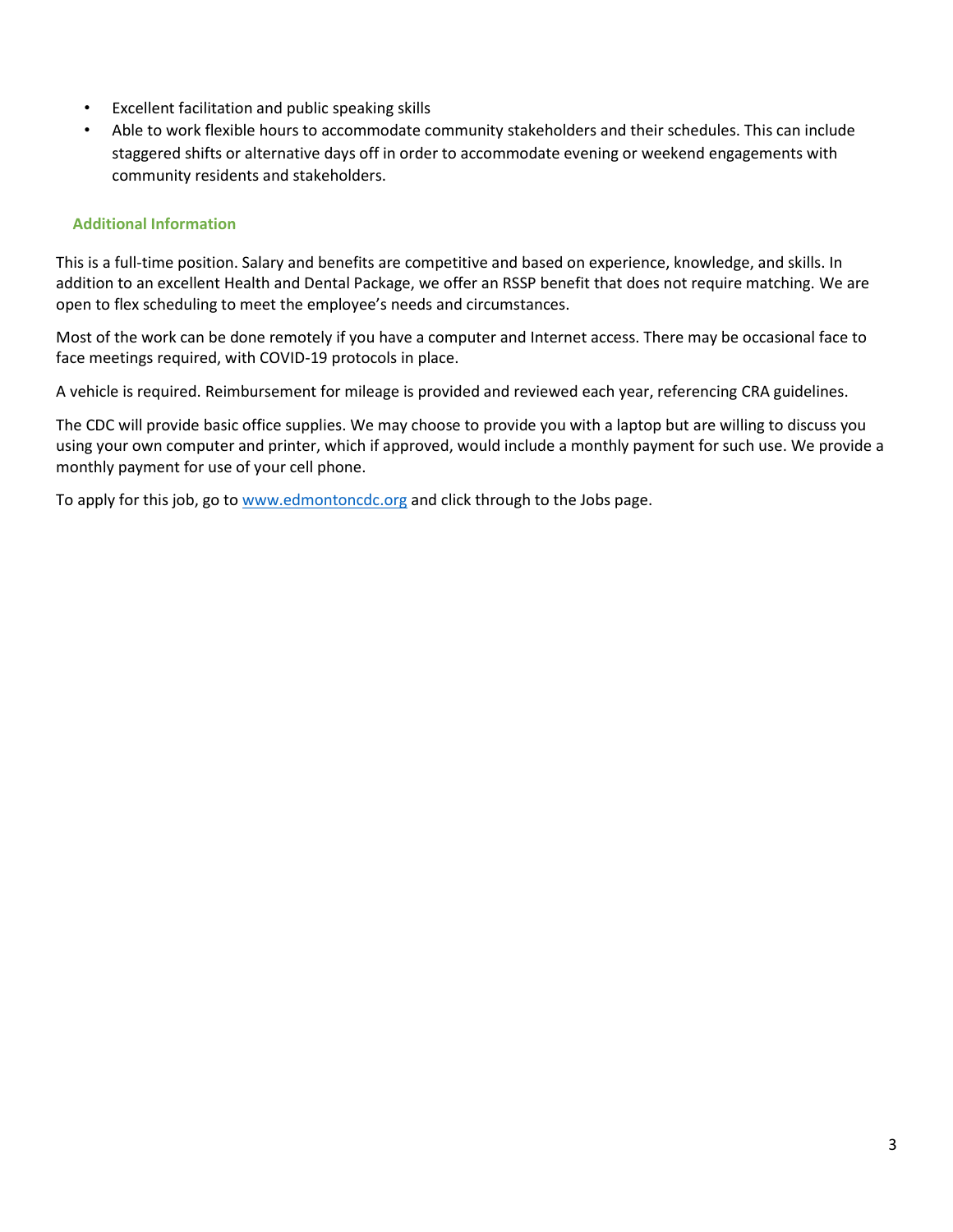- Excellent facilitation and public speaking skills
- Able to work flexible hours to accommodate community stakeholders and their schedules. This can include staggered shifts or alternative days off in order to accommodate evening or weekend engagements with community residents and stakeholders.

## Additional Information

This is a full-time position. Salary and benefits are competitive and based on experience, knowledge, and skills. In addition to an excellent Health and Dental Package, we offer an RSSP benefit that does not require matching. We are open to flex scheduling to meet the employee's needs and circumstances.

Most of the work can be done remotely if you have a computer and Internet access. There may be occasional face to face meetings required, with COVID-19 protocols in place.

A vehicle is required. Reimbursement for mileage is provided and reviewed each year, referencing CRA guidelines.

The CDC will provide basic office supplies. We may choose to provide you with a laptop but are willing to discuss you using your own computer and printer, which if approved, would include a monthly payment for such use. We provide a monthly payment for use of your cell phone.

To apply for this job, go to [www.edmontoncdc.org](http://www.edmontoncdc.org) and click through to the Jobs page.